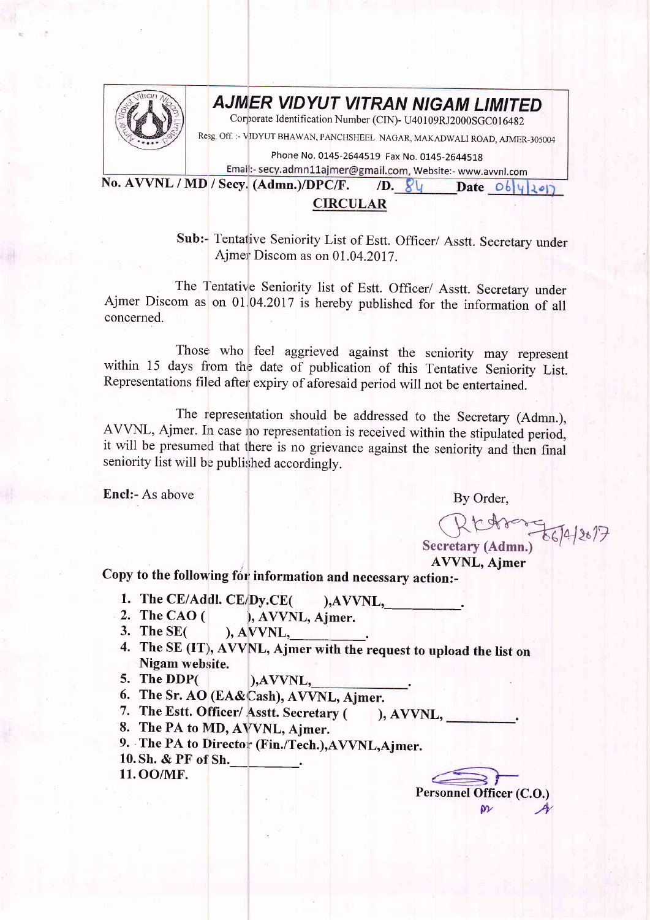# AJMER VIDYUT VITRAN NIGAM LIMITED

Corporate Identification Number (CIN)- U40109RJ2000SGC016482

Resg. Off. :- VIDYUT BHAWAN, PANCHSHEEL NAGAR, MAKADWALI ROAD, AJMER-305004

Phone No. 0145-2644519 Fax No. 0145-2644518

Email:- secy.admn11ajmer@gmail.com, Website:- www.avvnl.com

**No. AVVNL / MD / Secy. (Admn.)/DPC/F. /D. 84 Date 06/4/2017**

## CIRCULAR

**Sub:-** Tentative Seniority List of Estt. Officer/ Asstt. Secretary under Ajmer Discom as on 01.04.2017.

The Tentative Seniority list of Estt. Officer/ Asstt. Secretary under Ajmer Discom as on 01.04.2017 is hereby published for the information of all concerned.

Those who feel aggrieved against the seniority may represent within 15 days from the date of publication of this Tentative Seniority List. Representations filed after expiry of aforesaid period will not be entertained.

The representation should be addressed to the Secretary (Admn.), AVVNL, Ajmer. In case no representation is received within the stipulated period, it will be presumed that there is no grievance against the seniority and then final seniority list will be published accordingly.

**Encl:-** As above

By Order,

06/4/2017

**Secretary (Admn.)**
**AVVNL, Ajmer**

**Copy to the following for information and necessary action:-**

1. **The CE/Addl. CE/Dy.CE( ),AVVNL,\_\_\_\_\_\_\_\_\_\_.**
2. **The CAO ( ), AVVNL, Ajmer.**
3. **The SE( ), AVVNL,\_\_\_\_\_\_\_\_\_\_.**
4. **The SE (IT), AVVNL, Ajmer with the request to upload the list on Nigam website.**
5. **The DDP( ),AVVNL,\_\_\_\_\_\_\_\_\_\_.**
6. **The Sr. AO (EA&Cash), AVVNL, Ajmer.**
7. **The Estt. Officer/ Asstt. Secretary ( ), AVVNL, \_\_\_\_\_\_\_\_\_\_.**
8. **The PA to MD, AVVNL, Ajmer.**
9. **The PA to Director (Fin./Tech.),AVVNL,Ajmer.**
10. **Sh. & PF of Sh.\_\_\_\_\_\_\_\_\_\_.**
11. **OO/MF.**

**Personnel Officer (C.O.)**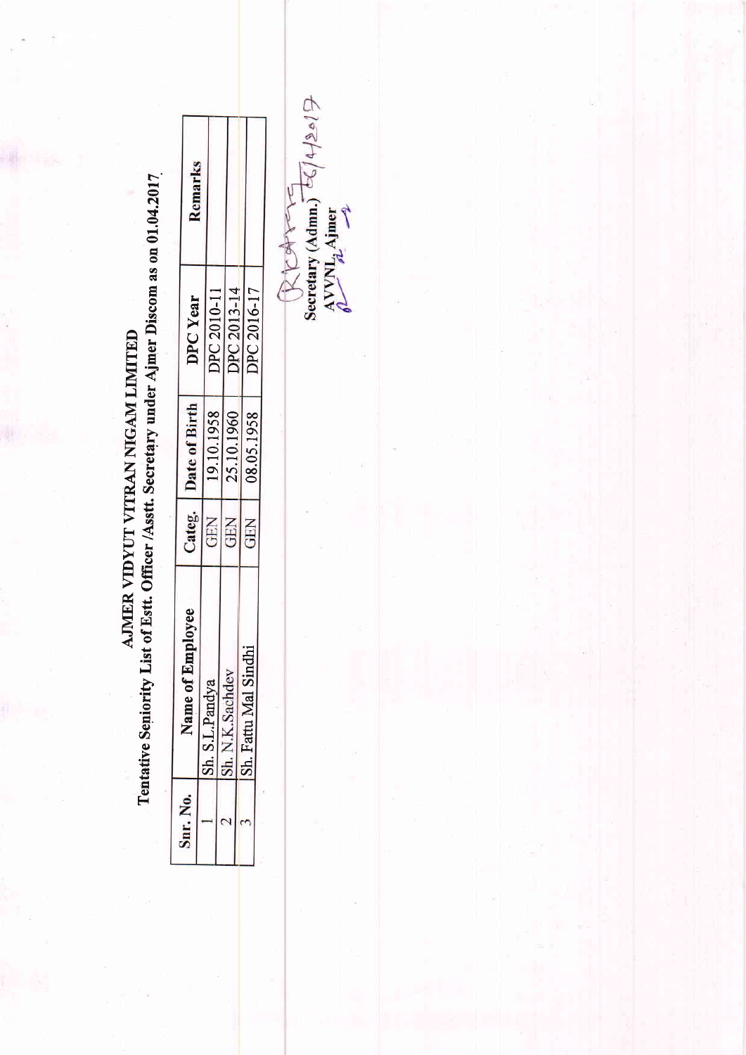# AJMER VIDYUT VITRAN NIGAM LIMITED

## Tentative Seniority List of Estt. Officer /Asstt. Secretary under Ajmer Discom as on 01.04.2017.

| Snr. No. | Name of Employee | Categ. | Date of Birth | DPC Year | Remarks |
|---|---|---|---|---|---|
| 1 | Sh. S.L.Pandya | GEN | 19.10.1958 | DPC 2010-11 | |
| 2 | Sh. N.K.Sachdev | GEN | 25.10.1960 | DPC 2013-14 | |
| 3 | Sh. Fattu Mal Sindhi | GEN | 08.05.1958 | DPC 2016-17 | |

Secretary (Admn.) 26/4/2017
AVVNL, Ajmer